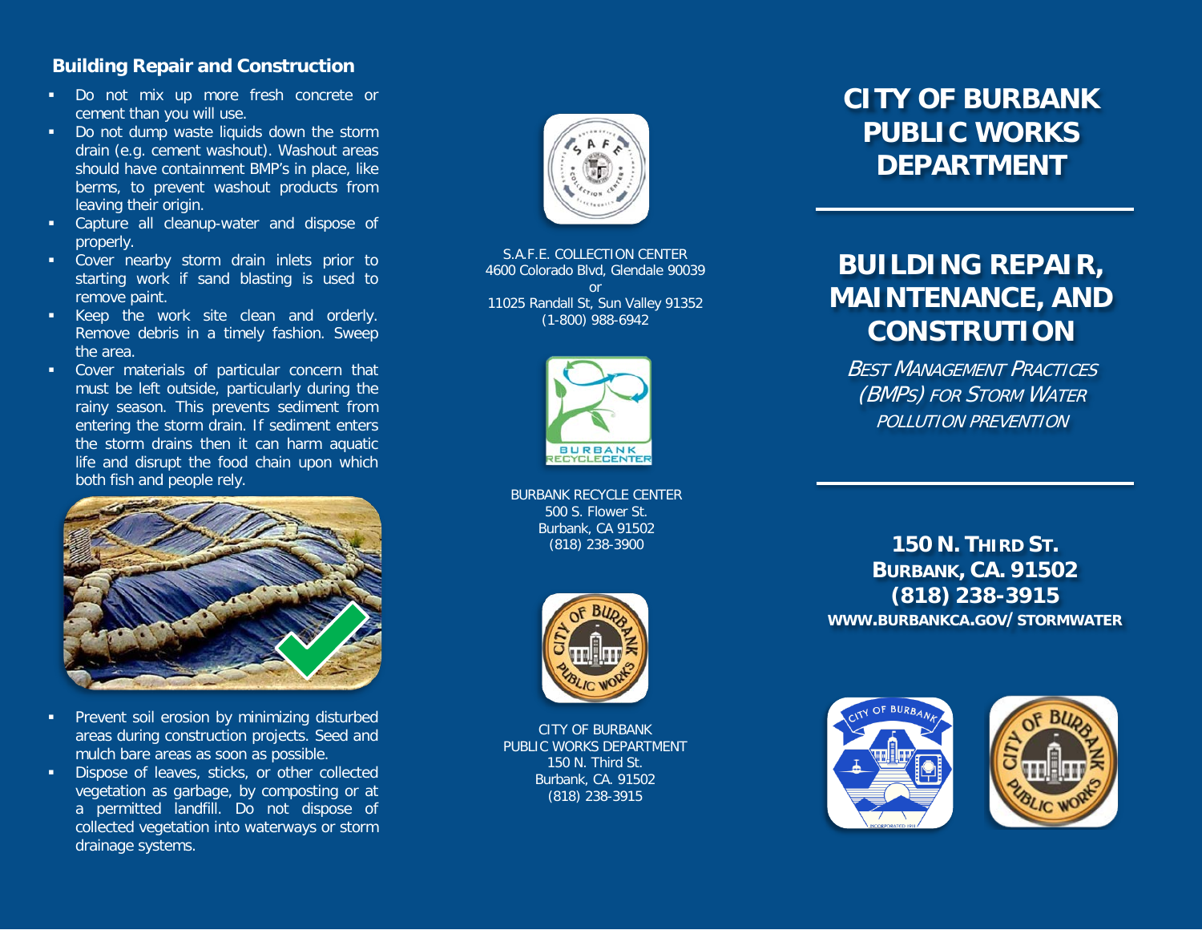## Building Repair and Construction

- Do not mix up more fresh concrete or cement than you will use.
- Do not dump waste liquids down the storm drain (e.g. cement washout). Washout areas should have containment BMP's in place, like berms, to prevent washout products from leaving their origin.
- Capture all cleanup-water and dispose of properly.
- Cover nearby storm drain inlets prior to starting work if sand blasting is used to remove paint.
- Keep the work site clean and orderly. Remove debris in a timely fashion. Sweep the area.
- Cover materials of particular concern that must be left outside, particularly during the rainy season. This prevents sediment from entering the storm drain. If sediment enters the storm drains then it can harm aquatic life and disrupt the food chain upon which both fish and people rely.
- Prevent soil erosion by minimizing disturbed areas during construction projects. Seed and mulch bare areas as soon as possible.
- Dispose of leaves, sticks, or other collected vegetation as garbage, by composting or at a permitted landfill. Do not dispose of collected vegetation into waterways or storm drainage systems.

S.A.F.E. COLLECTION CENTER
4600 Colorado Blvd, Glendale 90039
or
11025 Randall St, Sun Valley 91352
(1-800) 988-6942

BURBANK RECYCLE CENTER
500 S. Flower St.
Burbank, CA 91502
(818) 238-3900

CITY OF BURBANK
PUBLIC WORKS DEPARTMENT
150 N. Third St.
Burbank, CA. 91502
(818) 238-3915

# CITY OF BURBANK PUBLIC WORKS DEPARTMENT

# BUILDING REPAIR, MAINTENANCE, AND CONSTRUTION

*BEST MANAGEMENT PRACTICES (BMPS) FOR STORM WATER POLLUTION PREVENTION*

**150 N. THIRD ST.**
**BURBANK, CA. 91502**
**(818) 238-3915**
**WWW.BURBANKCA.GOV/STORMWATER**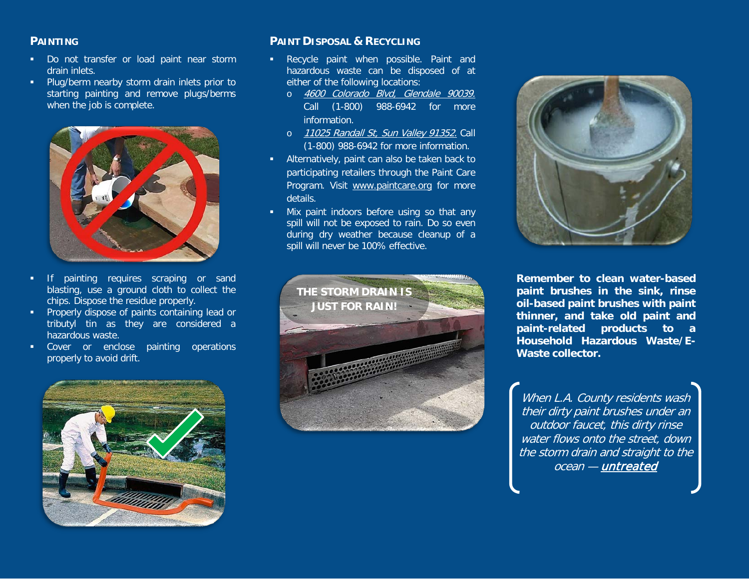## PAINTING

- Do not transfer or load paint near storm drain inlets.
- Plug/berm nearby storm drain inlets prior to starting painting and remove plugs/berms when the job is complete.
- If painting requires scraping or sand blasting, use a ground cloth to collect the chips. Dispose the residue properly.
- Properly dispose of paints containing lead or tributyl tin as they are considered a hazardous waste.
- Cover or enclose painting operations properly to avoid drift.

## PAINT DISPOSAL & RECYCLING

- Recycle paint when possible. Paint and hazardous waste can be disposed of at either of the following locations:
  - *4600 Colorado Blvd, Glendale 90039.* Call (1-800) 988-6942 for more information.
  - *11025 Randall St, Sun Valley 91352.* Call (1-800) 988-6942 for more information.
- Alternatively, paint can also be taken back to participating retailers through the Paint Care Program. Visit www.paintcare.org for more details.
- Mix paint indoors before using so that any spill will not be exposed to rain. Do so even during dry weather because cleanup of a spill will never be 100% effective.

THE STORM DRAIN IS JUST FOR RAIN!

**Remember to clean water-based paint brushes in the sink, rinse oil-based paint brushes with paint thinner, and take old paint and paint-related products to a Household Hazardous Waste/E-Waste collector.**

*When L.A. County residents wash their dirty paint brushes under an outdoor faucet, this dirty rinse water flows onto the street, down the storm drain and straight to the ocean — **untreated***